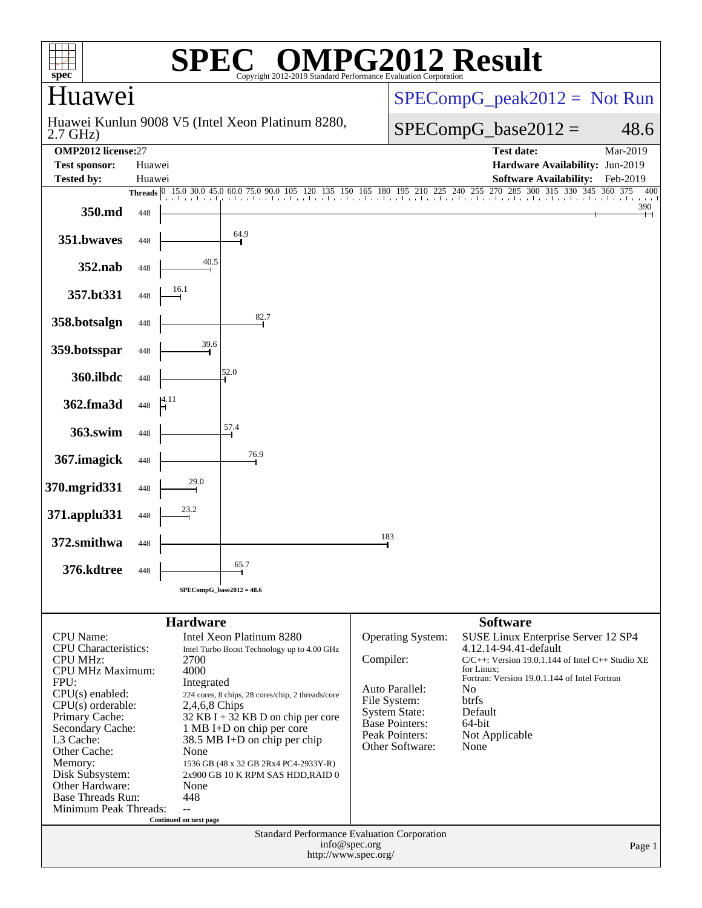# SPEC OMPG2012 Result

Copyright 2012-2019 Standard Performance Evaluation Corporation

## Huawei

Huawei Kunlun 9008 V5 (Intel Xeon Platinum 8280, 2.7 GHz)

SPECompG_peak2012 = Not Run

SPECompG_base2012 = 48.6

| | | | |
|---|---|---|---|
| **OMP2012 license:** | 27 | **Test date:** | Mar-2019 |
| **Test sponsor:** | Huawei | **Hardware Availability:** | Jun-2019 |
| **Tested by:** | Huawei | **Software Availability:** | Feb-2019 |

| Benchmark | Threads | Base Ratio |
|---|---|---|
| 350.md | 448 | 390 |
| 351.bwaves | 448 | 64.9 |
| 352.nab | 448 | 40.5 |
| 357.bt331 | 448 | 16.1 |
| 358.botsalgn | 448 | 82.7 |
| 359.botsspar | 448 | 39.6 |
| 360.ilbdc | 448 | 52.0 |
| 362.fma3d | 448 | 4.11 |
| 363.swim | 448 | 57.4 |
| 367.imagick | 448 | 76.9 |
| 370.mgrid331 | 448 | 29.0 |
| 371.applu331 | 448 | 23.2 |
| 372.smithwa | 448 | 183 |
| 376.kdtree | 448 | 65.7 |

SPECompG_base2012 = 48.6

## Hardware

| | |
|---|---|
| CPU Name: | Intel Xeon Platinum 8280 |
| CPU Characteristics: | Intel Turbo Boost Technology up to 4.00 GHz |
| CPU MHz: | 2700 |
| CPU MHz Maximum: | 4000 |
| FPU: | Integrated |
| CPU(s) enabled: | 224 cores, 8 chips, 28 cores/chip, 2 threads/core |
| CPU(s) orderable: | 2,4,6,8 Chips |
| Primary Cache: | 32 KB I + 32 KB D on chip per core |
| Secondary Cache: | 1 MB I+D on chip per core |
| L3 Cache: | 38.5 MB I+D on chip per chip |
| Other Cache: | None |
| Memory: | 1536 GB (48 x 32 GB 2Rx4 PC4-2933Y-R) |
| Disk Subsystem: | 2x900 GB 10 K RPM SAS HDD,RAID 0 |
| Other Hardware: | None |
| Base Threads Run: | 448 |
| Minimum Peak Threads: | -- |

Continued on next page

## Software

| | |
|---|---|
| Operating System: | SUSE Linux Enterprise Server 12 SP4 4.12.14-94.41-default |
| Compiler: | C/C++: Version 19.0.1.144 of Intel C++ Studio XE for Linux; Fortran: Version 19.0.1.144 of Intel Fortran |
| Auto Parallel: | No |
| File System: | btrfs |
| System State: | Default |
| Base Pointers: | 64-bit |
| Peak Pointers: | Not Applicable |
| Other Software: | None |

Standard Performance Evaluation Corporation
info@spec.org
http://www.spec.org/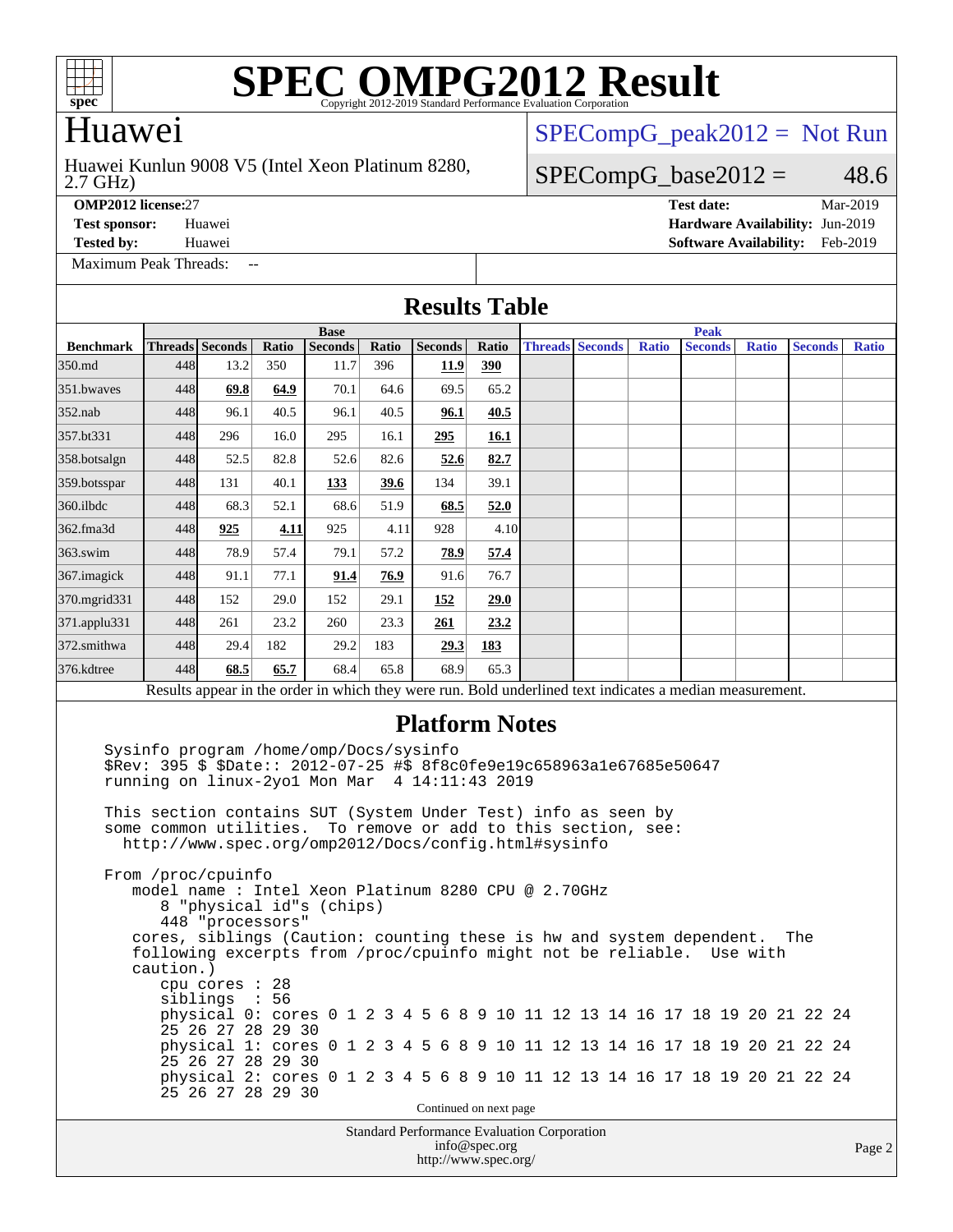# SPEC OMPG2012 Result

Copyright 2012-2019 Standard Performance Evaluation Corporation

## Huawei

Huawei Kunlun 9008 V5 (Intel Xeon Platinum 8280, 2.7 GHz)

SPECompG_peak2012 = Not Run

SPECompG_base2012 = 48.6

**OMP2012 license:** 27
**Test sponsor:** Huawei
**Tested by:** Huawei
**Test date:** Mar-2019
**Hardware Availability:** Jun-2019
**Software Availability:** Feb-2019

Maximum Peak Threads: --

## Results Table

| Benchmark | Base | | | | | | | Peak | | | | | | |
|---|---|---|---|---|---|---|---|---|---|---|---|---|---|---|
| | Threads | Seconds | Ratio | Seconds | Ratio | Seconds | Ratio | Threads | Seconds | Ratio | Seconds | Ratio | Seconds | Ratio |
| 350.md | 448 | 13.2 | 350 | 11.7 | 396 | **11.9** | **390** | | | | | | | |
| 351.bwaves | 448 | **69.8** | **64.9** | 70.1 | 64.6 | 69.5 | 65.2 | | | | | | | |
| 352.nab | 448 | 96.1 | 40.5 | 96.1 | 40.5 | **96.1** | **40.5** | | | | | | | |
| 357.bt331 | 448 | 296 | 16.0 | 295 | 16.1 | **295** | **16.1** | | | | | | | |
| 358.botsalgn | 448 | 52.5 | 82.8 | 52.6 | 82.6 | **52.6** | **82.7** | | | | | | | |
| 359.botsspar | 448 | 131 | 40.1 | **133** | **39.6** | 134 | 39.1 | | | | | | | |
| 360.ilbdc | 448 | 68.3 | 52.1 | 68.6 | 51.9 | **68.5** | **52.0** | | | | | | | |
| 362.fma3d | 448 | **925** | **4.11** | 925 | 4.11 | 928 | 4.10 | | | | | | | |
| 363.swim | 448 | 78.9 | 57.4 | 79.1 | 57.2 | **78.9** | **57.4** | | | | | | | |
| 367.imagick | 448 | 91.1 | 77.1 | **91.4** | **76.9** | 91.6 | 76.7 | | | | | | | |
| 370.mgrid331 | 448 | 152 | 29.0 | 152 | 29.1 | **152** | **29.0** | | | | | | | |
| 371.applu331 | 448 | 261 | 23.2 | 260 | 23.3 | **261** | **23.2** | | | | | | | |
| 372.smithwa | 448 | 29.4 | 182 | 29.2 | 183 | **29.3** | **183** | | | | | | | |
| 376.kdtree | 448 | **68.5** | **65.7** | 68.4 | 65.8 | 68.9 | 65.3 | | | | | | | |

Results appear in the order in which they were run. Bold underlined text indicates a median measurement.

## Platform Notes

```
Sysinfo program /home/omp/Docs/sysinfo
$Rev: 395 $ $Date:: 2012-07-25 #$ 8f8c0fe9e19c658963a1e67685e50647
running on linux-2yo1 Mon Mar  4 14:11:43 2019

This section contains SUT (System Under Test) info as seen by
some common utilities.  To remove or add to this section, see:
  http://www.spec.org/omp2012/Docs/config.html#sysinfo

From /proc/cpuinfo
   model name : Intel Xeon Platinum 8280 CPU @ 2.70GHz
      8 "physical id"s (chips)
      448 "processors"
   cores, siblings (Caution: counting these is hw and system dependent.  The
   following excerpts from /proc/cpuinfo might not be reliable.  Use with
   caution.)
      cpu cores : 28
      siblings  : 56
      physical 0: cores 0 1 2 3 4 5 6 8 9 10 11 12 13 14 16 17 18 19 20 21 22 24
      25 26 27 28 29 30
      physical 1: cores 0 1 2 3 4 5 6 8 9 10 11 12 13 14 16 17 18 19 20 21 22 24
      25 26 27 28 29 30
      physical 2: cores 0 1 2 3 4 5 6 8 9 10 11 12 13 14 16 17 18 19 20 21 22 24
      25 26 27 28 29 30
```

Continued on next page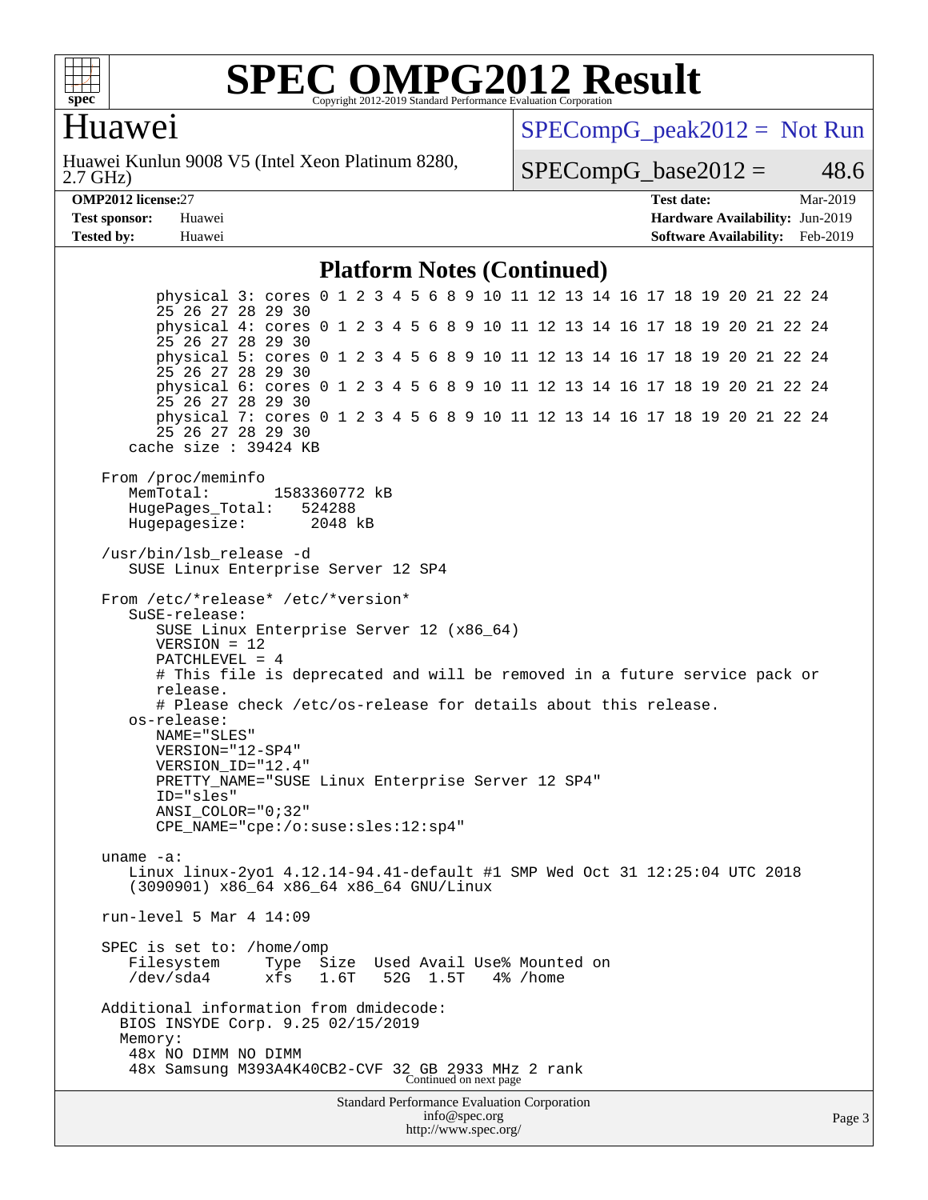# Huawei

Huawei Kunlun 9008 V5 (Intel Xeon Platinum 8280, 2.7 GHz)

SPECompG_peak2012 = Not Run

SPECompG_base2012 = 48.6

**OMP2012 license:** 27
**Test sponsor:** Huawei
**Tested by:** Huawei

**Test date:** Mar-2019
**Hardware Availability:** Jun-2019
**Software Availability:** Feb-2019

## Platform Notes (Continued)

```
        physical 3: cores 0 1 2 3 4 5 6 8 9 10 11 12 13 14 16 17 18 19 20 21 22 24
        25 26 27 28 29 30
        physical 4: cores 0 1 2 3 4 5 6 8 9 10 11 12 13 14 16 17 18 19 20 21 22 24
        25 26 27 28 29 30
        physical 5: cores 0 1 2 3 4 5 6 8 9 10 11 12 13 14 16 17 18 19 20 21 22 24
        25 26 27 28 29 30
        physical 6: cores 0 1 2 3 4 5 6 8 9 10 11 12 13 14 16 17 18 19 20 21 22 24
        25 26 27 28 29 30
        physical 7: cores 0 1 2 3 4 5 6 8 9 10 11 12 13 14 16 17 18 19 20 21 22 24
        25 26 27 28 29 30
     cache size : 39424 KB

  From /proc/meminfo
     MemTotal:       1583360772 kB
     HugePages_Total:   524288
     Hugepagesize:        2048 kB

  /usr/bin/lsb_release -d
     SUSE Linux Enterprise Server 12 SP4

  From /etc/*release* /etc/*version*
     SuSE-release:
        SUSE Linux Enterprise Server 12 (x86_64)
        VERSION = 12
        PATCHLEVEL = 4
        # This file is deprecated and will be removed in a future service pack or
        release.
        # Please check /etc/os-release for details about this release.
     os-release:
        NAME="SLES"
        VERSION="12-SP4"
        VERSION_ID="12.4"
        PRETTY_NAME="SUSE Linux Enterprise Server 12 SP4"
        ID="sles"
        ANSI_COLOR="0;32"
        CPE_NAME="cpe:/o:suse:sles:12:sp4"

  uname -a:
     Linux linux-2yo1 4.12.14-94.41-default #1 SMP Wed Oct 31 12:25:04 UTC 2018
     (3090901) x86_64 x86_64 x86_64 GNU/Linux

  run-level 5 Mar 4 14:09

  SPEC is set to: /home/omp
     Filesystem     Type  Size  Used Avail Use% Mounted on
     /dev/sda4      xfs   1.6T   52G  1.5T   4% /home

  Additional information from dmidecode:
    BIOS INSYDE Corp. 9.25 02/15/2019
    Memory:
     48x NO DIMM NO DIMM
     48x Samsung M393A4K40CB2-CVF 32 GB 2933 MHz 2 rank
```

Continued on next page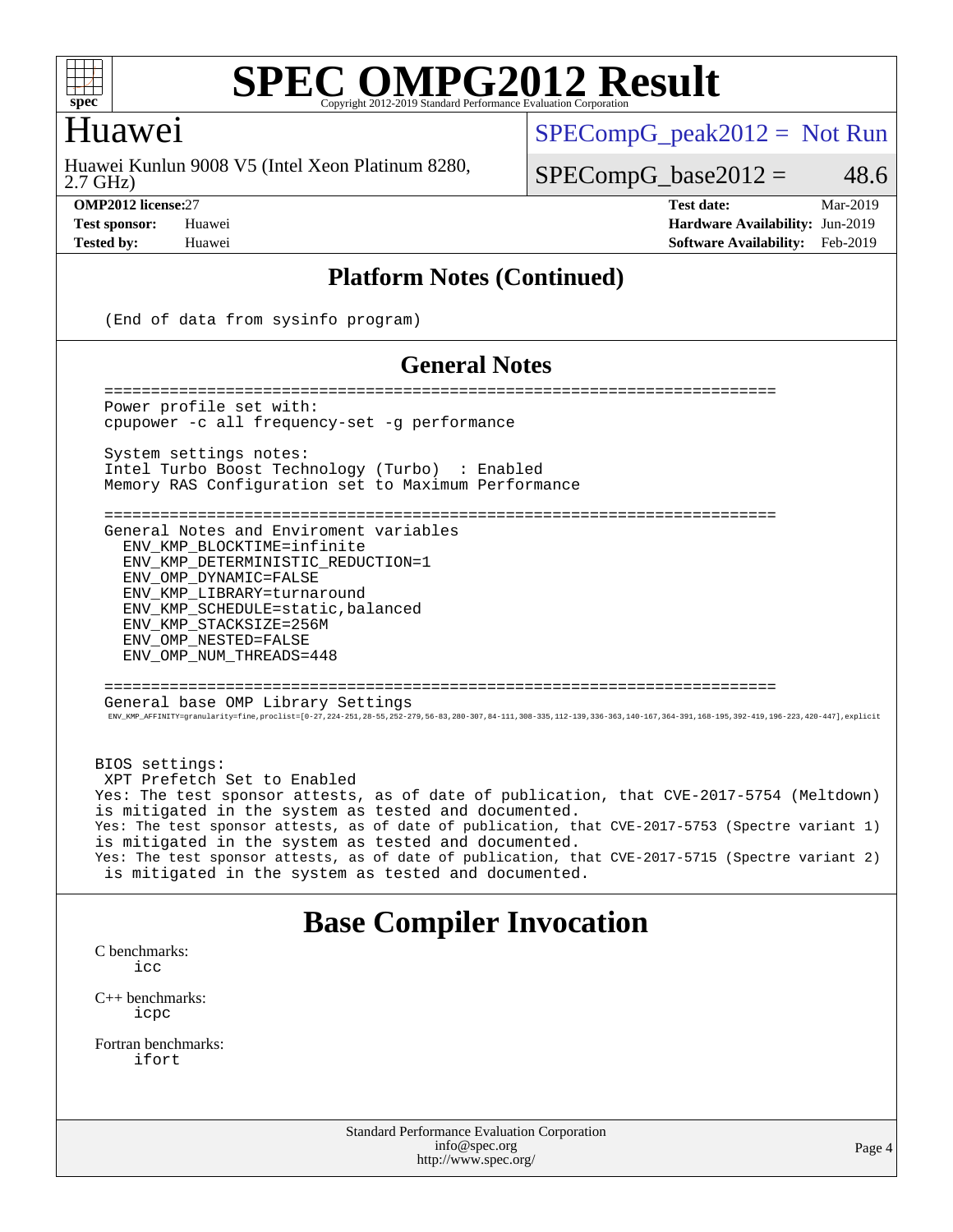## Platform Notes (Continued)

```
(End of data from sysinfo program)
```

## General Notes

```
========================================================================
Power profile set with:
cpupower -c all frequency-set -g performance

System settings notes:
Intel Turbo Boost Technology (Turbo)  : Enabled
Memory RAS Configuration set to Maximum Performance

========================================================================
General Notes and Enviroment variables
  ENV_KMP_BLOCKTIME=infinite
  ENV_KMP_DETERMINISTIC_REDUCTION=1
  ENV_OMP_DYNAMIC=FALSE
  ENV_KMP_LIBRARY=turnaround
  ENV_KMP_SCHEDULE=static,balanced
  ENV_KMP_STACKSIZE=256M
  ENV_OMP_NESTED=FALSE
  ENV_OMP_NUM_THREADS=448

========================================================================
General base OMP Library Settings
  ENV_KMP_AFFINITY=granularity=fine,proclist=[0-27,224-251,28-55,252-279,56-83,280-307,84-111,308-335,112-139,336-363,140-167,364-391,168-195,392-419,196-223,420-447],explicit


BIOS settings:
 XPT Prefetch Set to Enabled
Yes: The test sponsor attests, as of date of publication, that CVE-2017-5754 (Meltdown)
is mitigated in the system as tested and documented.
Yes: The test sponsor attests, as of date of publication, that CVE-2017-5753 (Spectre variant 1)
is mitigated in the system as tested and documented.
Yes: The test sponsor attests, as of date of publication, that CVE-2017-5715 (Spectre variant 2)
 is mitigated in the system as tested and documented.
```

# Base Compiler Invocation

C benchmarks:
    icc

C++ benchmarks:
    icpc

Fortran benchmarks:
    ifort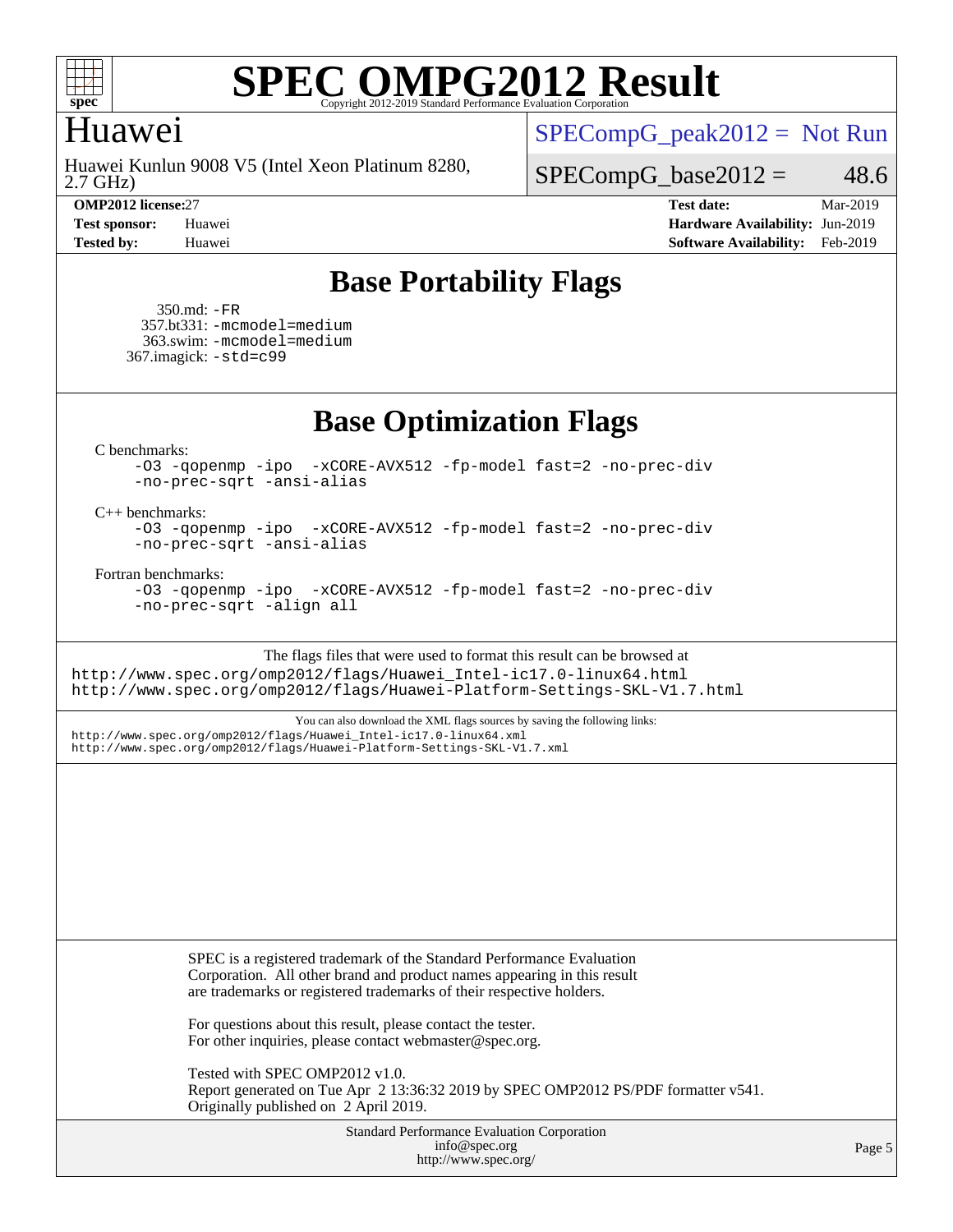# Base Portability Flags

350.md: -FR
357.bt331: -mcmodel=medium
363.swim: -mcmodel=medium
367.imagick: -std=c99

# Base Optimization Flags

C benchmarks:

-O3 -qopenmp -ipo -xCORE-AVX512 -fp-model fast=2 -no-prec-div -no-prec-sqrt -ansi-alias

C++ benchmarks:

-O3 -qopenmp -ipo -xCORE-AVX512 -fp-model fast=2 -no-prec-div -no-prec-sqrt -ansi-alias

Fortran benchmarks:

-O3 -qopenmp -ipo -xCORE-AVX512 -fp-model fast=2 -no-prec-div -no-prec-sqrt -align all

The flags files that were used to format this result can be browsed at
http://www.spec.org/omp2012/flags/Huawei_Intel-ic17.0-linux64.html
http://www.spec.org/omp2012/flags/Huawei-Platform-Settings-SKL-V1.7.html

You can also download the XML flags sources by saving the following links:
http://www.spec.org/omp2012/flags/Huawei_Intel-ic17.0-linux64.xml
http://www.spec.org/omp2012/flags/Huawei-Platform-Settings-SKL-V1.7.xml

SPEC is a registered trademark of the Standard Performance Evaluation Corporation. All other brand and product names appearing in this result are trademarks or registered trademarks of their respective holders.

For questions about this result, please contact the tester.
For other inquiries, please contact webmaster@spec.org.

Tested with SPEC OMP2012 v1.0.
Report generated on Tue Apr 2 13:36:32 2019 by SPEC OMP2012 PS/PDF formatter v541.
Originally published on 2 April 2019.